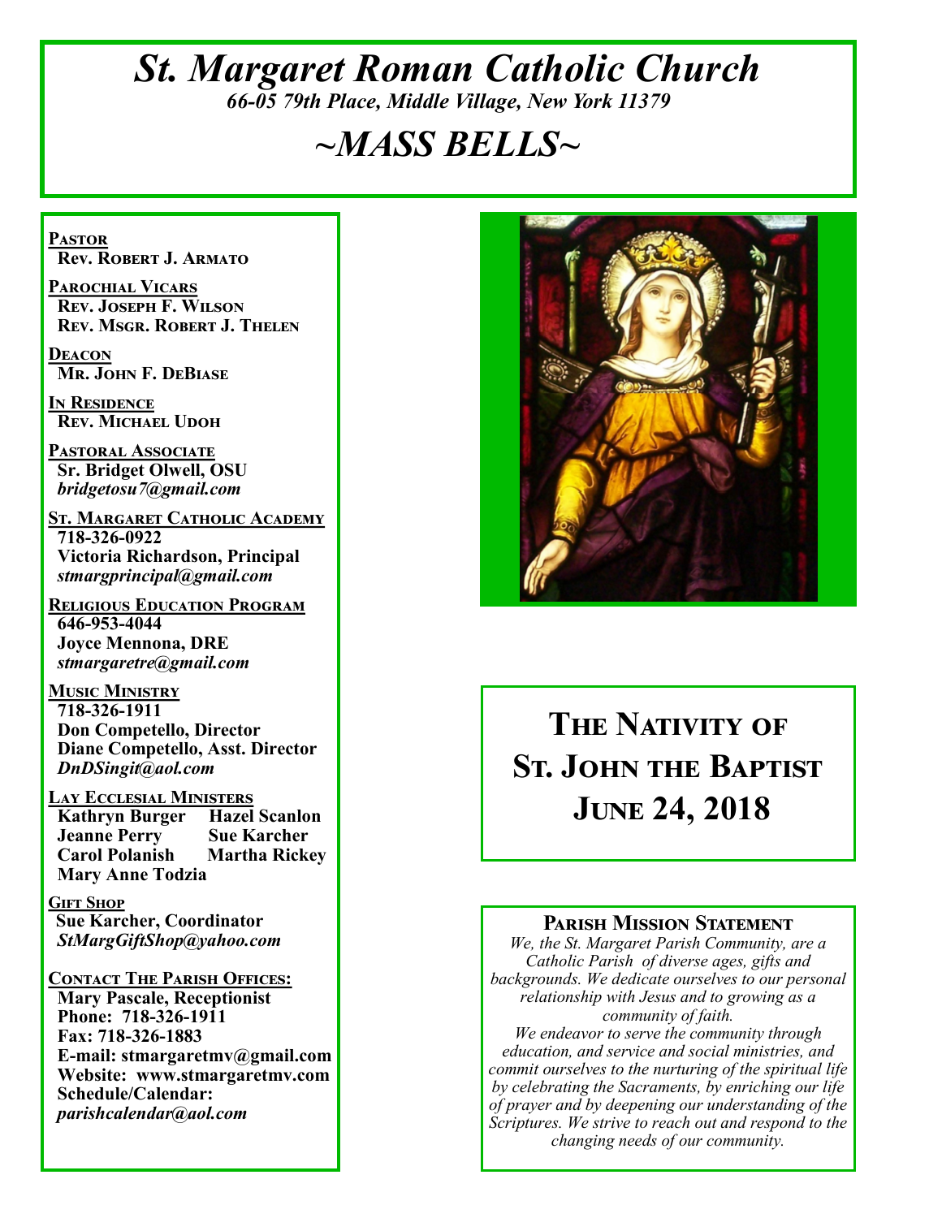# *St. Margaret Roman Catholic Church*

*66-05 79th Place, Middle Village, New York 11379*

# *~MASS BELLS~*

**PASTOR**
**Rev. Robert J. Armato**

**PAROCHIAL VICARS**
**Rev. Joseph F. Wilson**
**Rev. Msgr. Robert J. Thelen**

**DEACON**
**Mr. John F. DeBiase**

**IN RESIDENCE**
**Rev. Michael Udoh**

**PASTORAL ASSOCIATE**
**Sr. Bridget Olwell, OSU**
***bridgetosu7@gmail.com***

**ST. MARGARET CATHOLIC ACADEMY**
**718-326-0922**
**Victoria Richardson, Principal**
***stmargprincipal@gmail.com***

**RELIGIOUS EDUCATION PROGRAM**
**646-953-4044**
**Joyce Mennona, DRE**
***stmargaretre@gmail.com***

**MUSIC MINISTRY**
**718-326-1911**
**Don Competello, Director**
**Diane Competello, Asst. Director**
***DnDSingit@aol.com***

**LAY ECCLESIAL MINISTERS**
**Kathryn Burger** **Hazel Scanlon**
**Jeanne Perry** **Sue Karcher**
**Carol Polanish** **Martha Rickey**
**Mary Anne Todzia**

**GIFT SHOP**
**Sue Karcher, Coordinator**
***StMargGiftShop@yahoo.com***

**CONTACT THE PARISH OFFICES:**
**Mary Pascale, Receptionist**
**Phone: 718-326-1911**
**Fax: 718-326-1883**
**E-mail: stmargaretmv@gmail.com**
**Website: www.stmargaretmv.com**
**Schedule/Calendar:**
***parishcalendar@aol.com***

## The Nativity of St. John the Baptist
## June 24, 2018

### Parish Mission Statement

*We, the St. Margaret Parish Community, are a Catholic Parish of diverse ages, gifts and backgrounds. We dedicate ourselves to our personal relationship with Jesus and to growing as a community of faith.*

*We endeavor to serve the community through education, and service and social ministries, and commit ourselves to the nurturing of the spiritual life by celebrating the Sacraments, by enriching our life of prayer and by deepening our understanding of the Scriptures. We strive to reach out and respond to the changing needs of our community.*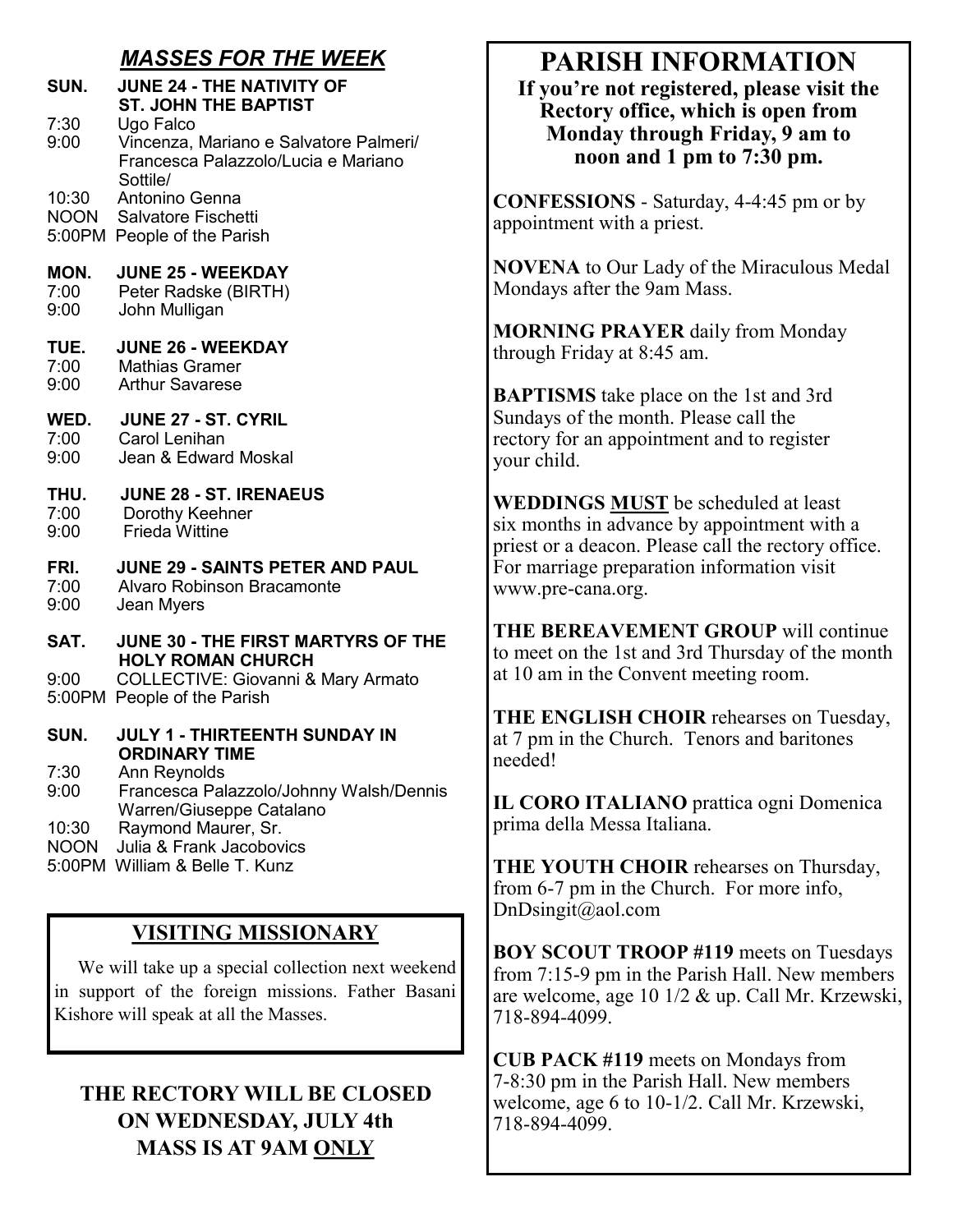## *MASSES FOR THE WEEK*

**SUN. JUNE 24 - THE NATIVITY OF ST. JOHN THE BAPTIST**
- 7:30 Ugo Falco
- 9:00 Vincenza, Mariano e Salvatore Palmeri/ Francesca Palazzolo/Lucia e Mariano Sottile/
- 10:30 Antonino Genna
- NOON Salvatore Fischetti
- 5:00PM People of the Parish

**MON. JUNE 25 - WEEKDAY**
- 7:00 Peter Radske (BIRTH)
- 9:00 John Mulligan

**TUE. JUNE 26 - WEEKDAY**
- 7:00 Mathias Gramer
- 9:00 Arthur Savarese

**WED. JUNE 27 - ST. CYRIL**
- 7:00 Carol Lenihan
- 9:00 Jean & Edward Moskal

**THU. JUNE 28 - ST. IRENAEUS**
- 7:00 Dorothy Keehner
- 9:00 Frieda Wittine

**FRI. JUNE 29 - SAINTS PETER AND PAUL**
- 7:00 Alvaro Robinson Bracamonte
- 9:00 Jean Myers

**SAT. JUNE 30 - THE FIRST MARTYRS OF THE HOLY ROMAN CHURCH**
- 9:00 COLLECTIVE: Giovanni & Mary Armato
- 5:00PM People of the Parish

**SUN. JULY 1 - THIRTEENTH SUNDAY IN ORDINARY TIME**
- 7:30 Ann Reynolds
- 9:00 Francesca Palazzolo/Johnny Walsh/Dennis Warren/Giuseppe Catalano
- 10:30 Raymond Maurer, Sr.
- NOON Julia & Frank Jacobovics
- 5:00PM William & Belle T. Kunz

## VISITING MISSIONARY

We will take up a special collection next weekend in support of the foreign missions. Father Basani Kishore will speak at all the Masses.

## THE RECTORY WILL BE CLOSED ON WEDNESDAY, JULY 4th MASS IS AT 9AM ONLY

# PARISH INFORMATION

**If you're not registered, please visit the Rectory office, which is open from Monday through Friday, 9 am to noon and 1 pm to 7:30 pm.**

**CONFESSIONS** - Saturday, 4-4:45 pm or by appointment with a priest.

**NOVENA** to Our Lady of the Miraculous Medal Mondays after the 9am Mass.

**MORNING PRAYER** daily from Monday through Friday at 8:45 am.

**BAPTISMS** take place on the 1st and 3rd Sundays of the month. Please call the rectory for an appointment and to register your child.

**WEDDINGS MUST** be scheduled at least six months in advance by appointment with a priest or a deacon. Please call the rectory office. For marriage preparation information visit www.pre-cana.org.

**THE BEREAVEMENT GROUP** will continue to meet on the 1st and 3rd Thursday of the month at 10 am in the Convent meeting room.

**THE ENGLISH CHOIR** rehearses on Tuesday, at 7 pm in the Church. Tenors and baritones needed!

**IL CORO ITALIANO** prattica ogni Domenica prima della Messa Italiana.

**THE YOUTH CHOIR** rehearses on Thursday, from 6-7 pm in the Church. For more info, DnDsingit@aol.com

**BOY SCOUT TROOP #119** meets on Tuesdays from 7:15-9 pm in the Parish Hall. New members are welcome, age 10 1/2 & up. Call Mr. Krzewski, 718-894-4099.

**CUB PACK #119** meets on Mondays from 7-8:30 pm in the Parish Hall. New members welcome, age 6 to 10-1/2. Call Mr. Krzewski, 718-894-4099.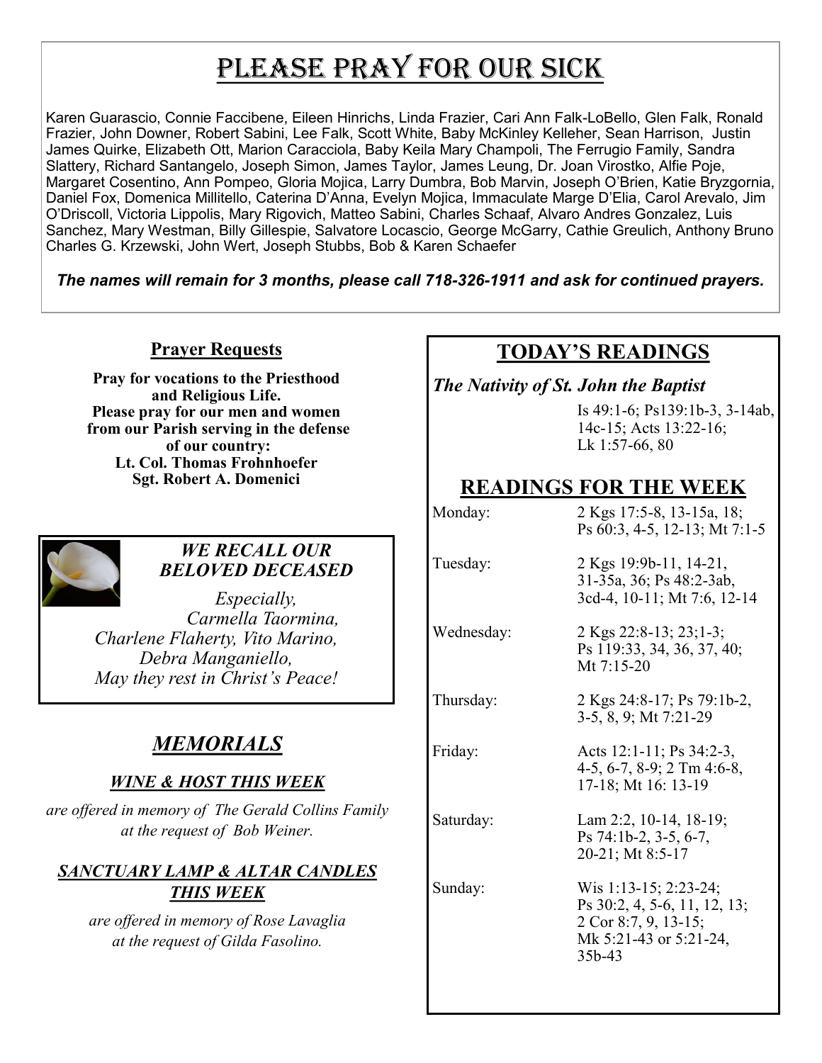# PLEASE PRAY FOR OUR SICK

Karen Guarascio, Connie Faccibene, Eileen Hinrichs, Linda Frazier, Cari Ann Falk-LoBello, Glen Falk, Ronald Frazier, John Downer, Robert Sabini, Lee Falk, Scott White, Baby McKinley Kelleher, Sean Harrison, Justin James Quirke, Elizabeth Ott, Marion Caracciola, Baby Keila Mary Champoli, The Ferrugio Family, Sandra Slattery, Richard Santangelo, Joseph Simon, James Taylor, James Leung, Dr. Joan Virostko, Alfie Poje, Margaret Cosentino, Ann Pompeo, Gloria Mojica, Larry Dumbra, Bob Marvin, Joseph O'Brien, Katie Bryzgornia, Daniel Fox, Domenica Millitello, Caterina D'Anna, Evelyn Mojica, Immaculate Marge D'Elia, Carol Arevalo, Jim O'Driscoll, Victoria Lippolis, Mary Rigovich, Matteo Sabini, Charles Schaaf, Alvaro Andres Gonzalez, Luis Sanchez, Mary Westman, Billy Gillespie, Salvatore Locascio, George McGarry, Cathie Greulich, Anthony Bruno Charles G. Krzewski, John Wert, Joseph Stubbs, Bob & Karen Schaefer

***The names will remain for 3 months, please call 718-326-1911 and ask for continued prayers.***

## Prayer Requests

**Pray for vocations to the Priesthood and Religious Life.**
**Please pray for our men and women from our Parish serving in the defense of our country:**
**Lt. Col. Thomas Frohnhoefer**
**Sgt. Robert A. Domenici**

### *WE RECALL OUR BELOVED DECEASED*

*Especially,*
*Carmella Taormina, Charlene Flaherty, Vito Marino, Debra Manganiello,*
*May they rest in Christ's Peace!*

## *MEMORIALS*

### *WINE & HOST THIS WEEK*

*are offered in memory of The Gerald Collins Family at the request of Bob Weiner.*

### *SANCTUARY LAMP & ALTAR CANDLES THIS WEEK*

*are offered in memory of Rose Lavaglia at the request of Gilda Fasolino.*

## TODAY'S READINGS

***The Nativity of St. John the Baptist***

Is 49:1-6; Ps139:1b-3, 3-14ab, 14c-15; Acts 13:22-16; Lk 1:57-66, 80

## READINGS FOR THE WEEK

| | |
|---|---|
| Monday: | 2 Kgs 17:5-8, 13-15a, 18; Ps 60:3, 4-5, 12-13; Mt 7:1-5 |
| Tuesday: | 2 Kgs 19:9b-11, 14-21, 31-35a, 36; Ps 48:2-3ab, 3cd-4, 10-11; Mt 7:6, 12-14 |
| Wednesday: | 2 Kgs 22:8-13; 23;1-3; Ps 119:33, 34, 36, 37, 40; Mt 7:15-20 |
| Thursday: | 2 Kgs 24:8-17; Ps 79:1b-2, 3-5, 8, 9; Mt 7:21-29 |
| Friday: | Acts 12:1-11; Ps 34:2-3, 4-5, 6-7, 8-9; 2 Tm 4:6-8, 17-18; Mt 16: 13-19 |
| Saturday: | Lam 2:2, 10-14, 18-19; Ps 74:1b-2, 3-5, 6-7, 20-21; Mt 8:5-17 |
| Sunday: | Wis 1:13-15; 2:23-24; Ps 30:2, 4, 5-6, 11, 12, 13; 2 Cor 8:7, 9, 13-15; Mk 5:21-43 or 5:21-24, 35b-43 |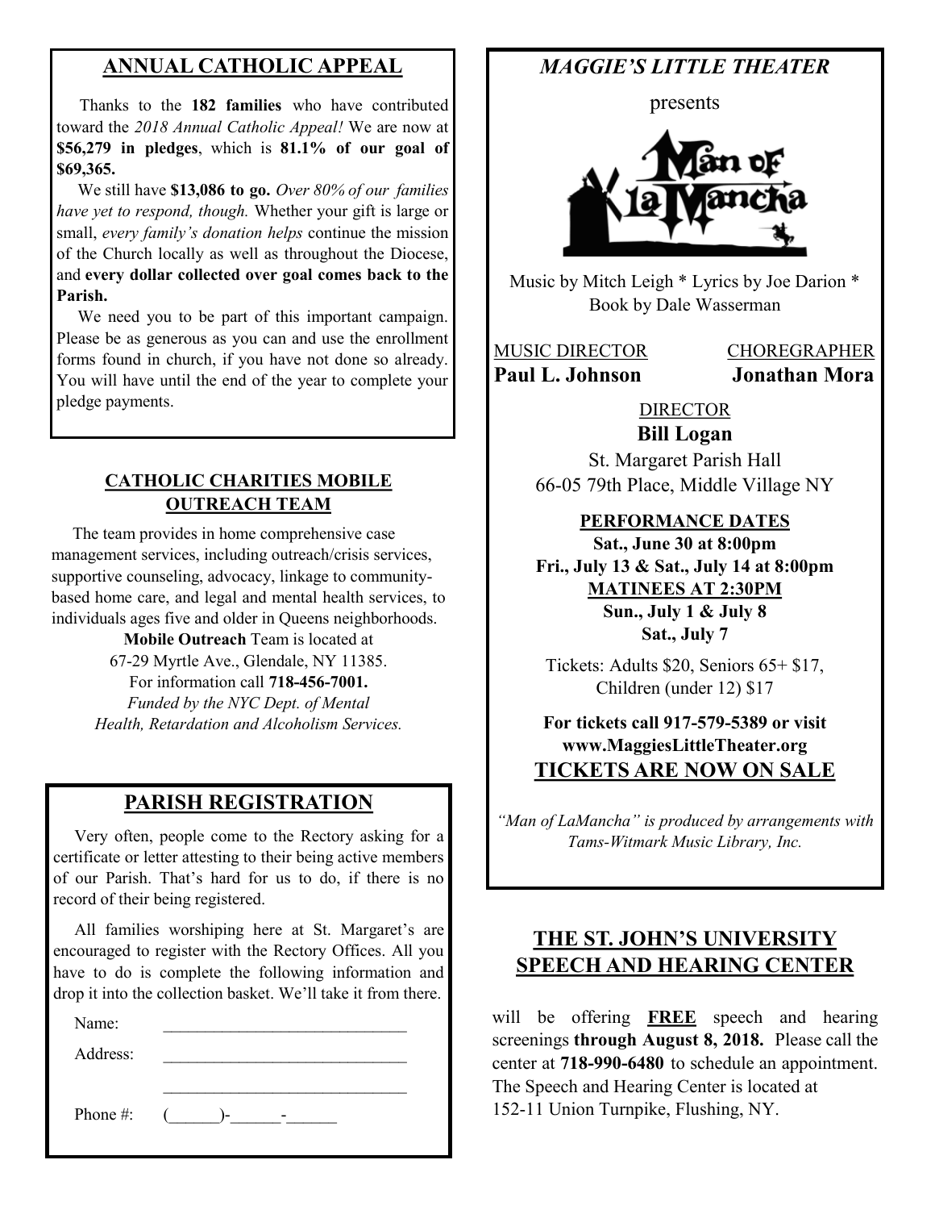## ANNUAL CATHOLIC APPEAL

Thanks to the **182 families** who have contributed toward the *2018 Annual Catholic Appeal!* We are now at **$56,279 in pledges**, which is **81.1% of our goal of $69,365.**

We still have **$13,086 to go.** *Over 80% of our families have yet to respond, though.* Whether your gift is large or small, *every family's donation helps* continue the mission of the Church locally as well as throughout the Diocese, and **every dollar collected over goal comes back to the Parish.**

We need you to be part of this important campaign. Please be as generous as you can and use the enrollment forms found in church, if you have not done so already. You will have until the end of the year to complete your pledge payments.

### CATHOLIC CHARITIES MOBILE OUTREACH TEAM

The team provides in home comprehensive case management services, including outreach/crisis services, supportive counseling, advocacy, linkage to community-based home care, and legal and mental health services, to individuals ages five and older in Queens neighborhoods.

**Mobile Outreach** Team is located at
67-29 Myrtle Ave., Glendale, NY 11385.
For information call **718-456-7001.**
*Funded by the NYC Dept. of Mental Health, Retardation and Alcoholism Services.*

## PARISH REGISTRATION

Very often, people come to the Rectory asking for a certificate or letter attesting to their being active members of our Parish. That's hard for us to do, if there is no record of their being registered.

All families worshiping here at St. Margaret's are encouraged to register with the Rectory Offices. All you have to do is complete the following information and drop it into the collection basket. We'll take it from there.

Name: ______________________________

Address: ______________________________

______________________________

Phone #: (______)-______-______

## *MAGGIE'S LITTLE THEATER*

presents

Man of La Mancha

Music by Mitch Leigh * Lyrics by Joe Darion * Book by Dale Wasserman

MUSIC DIRECTOR
**Paul L. Johnson**

CHOREGRAPHER
**Jonathan Mora**

DIRECTOR
**Bill Logan**

St. Margaret Parish Hall
66-05 79th Place, Middle Village NY

**PERFORMANCE DATES**
**Sat., June 30 at 8:00pm**
**Fri., July 13 & Sat., July 14 at 8:00pm**
**MATINEES AT 2:30PM**
**Sun., July 1 & July 8**
**Sat., July 7**

Tickets: Adults $20, Seniors 65+ $17, Children (under 12) $17

**For tickets call 917-579-5389 or visit www.MaggiesLittleTheater.org**
**TICKETS ARE NOW ON SALE**

*"Man of LaMancha" is produced by arrangements with Tams-Witmark Music Library, Inc.*

## THE ST. JOHN'S UNIVERSITY SPEECH AND HEARING CENTER

will be offering **FREE** speech and hearing screenings **through August 8, 2018.** Please call the center at **718-990-6480** to schedule an appointment. The Speech and Hearing Center is located at 152-11 Union Turnpike, Flushing, NY.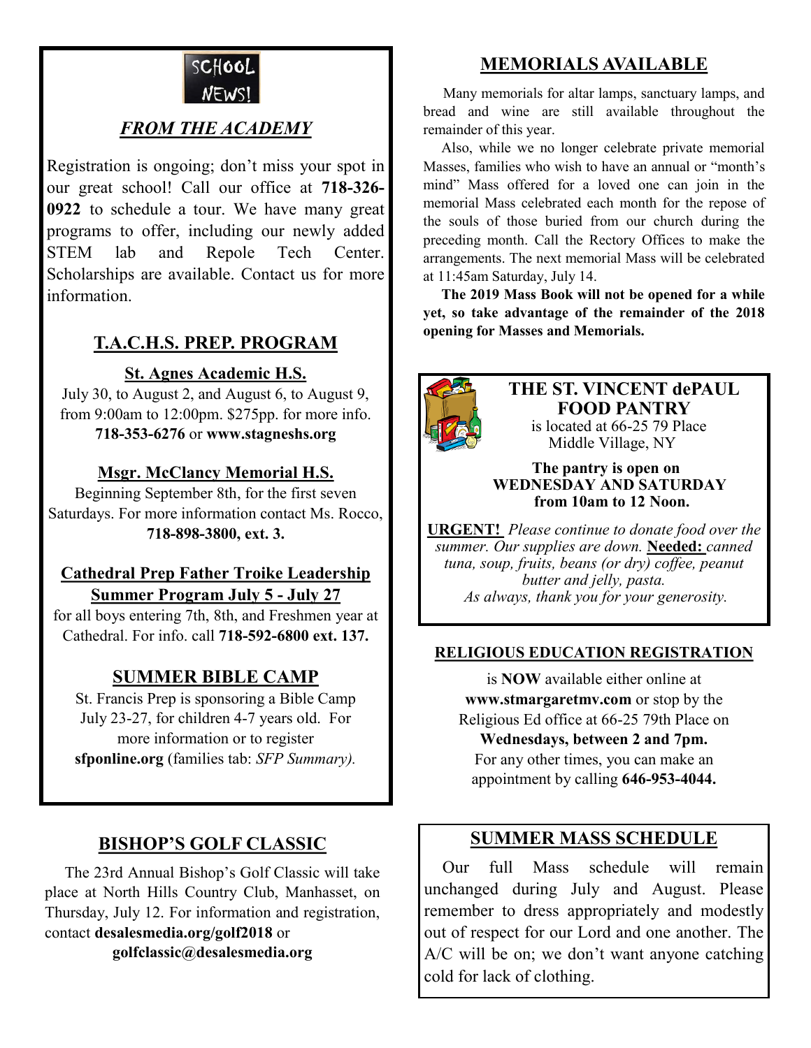SCHOOL NEWS!

## *FROM THE ACADEMY*

Registration is ongoing; don't miss your spot in our great school! Call our office at **718-326-0922** to schedule a tour. We have many great programs to offer, including our newly added STEM lab and Repole Tech Center. Scholarships are available. Contact us for more information.

## T.A.C.H.S. PREP. PROGRAM

### St. Agnes Academic H.S.

July 30, to August 2, and August 6, to August 9, from 9:00am to 12:00pm. $275pp. for more info. **718-353-6276** or **www.stagneshs.org**

### Msgr. McClancy Memorial H.S.

Beginning September 8th, for the first seven Saturdays. For more information contact Ms. Rocco, **718-898-3800, ext. 3.**

### Cathedral Prep Father Troike Leadership Summer Program July 5 - July 27

for all boys entering 7th, 8th, and Freshmen year at Cathedral. For info. call **718-592-6800 ext. 137.**

## SUMMER BIBLE CAMP

St. Francis Prep is sponsoring a Bible Camp July 23-27, for children 4-7 years old. For more information or to register **sfponline.org** (families tab: *SFP Summary).*

## BISHOP'S GOLF CLASSIC

The 23rd Annual Bishop's Golf Classic will take place at North Hills Country Club, Manhasset, on Thursday, July 12. For information and registration, contact **desalesmedia.org/golf2018** or **golfclassic@desalesmedia.org**

## MEMORIALS AVAILABLE

Many memorials for altar lamps, sanctuary lamps, and bread and wine are still available throughout the remainder of this year.

Also, while we no longer celebrate private memorial Masses, families who wish to have an annual or "month's mind" Mass offered for a loved one can join in the memorial Mass celebrated each month for the repose of the souls of those buried from our church during the preceding month. Call the Rectory Offices to make the arrangements. The next memorial Mass will be celebrated at 11:45am Saturday, July 14.

**The 2019 Mass Book will not be opened for a while yet, so take advantage of the remainder of the 2018 opening for Masses and Memorials.**

## THE ST. VINCENT dePAUL FOOD PANTRY

is located at 66-25 79 Place Middle Village, NY

**The pantry is open on WEDNESDAY AND SATURDAY from 10am to 12 Noon.**

**URGENT!** *Please continue to donate food over the summer. Our supplies are down.* **Needed:** *canned tuna, soup, fruits, beans (or dry) coffee, peanut butter and jelly, pasta.*
*As always, thank you for your generosity.*

## RELIGIOUS EDUCATION REGISTRATION

is **NOW** available either online at **www.stmargaretmv.com** or stop by the Religious Ed office at 66-25 79th Place on **Wednesdays, between 2 and 7pm.** For any other times, you can make an appointment by calling **646-953-4044.**

## SUMMER MASS SCHEDULE

Our full Mass schedule will remain unchanged during July and August. Please remember to dress appropriately and modestly out of respect for our Lord and one another. The A/C will be on; we don't want anyone catching cold for lack of clothing.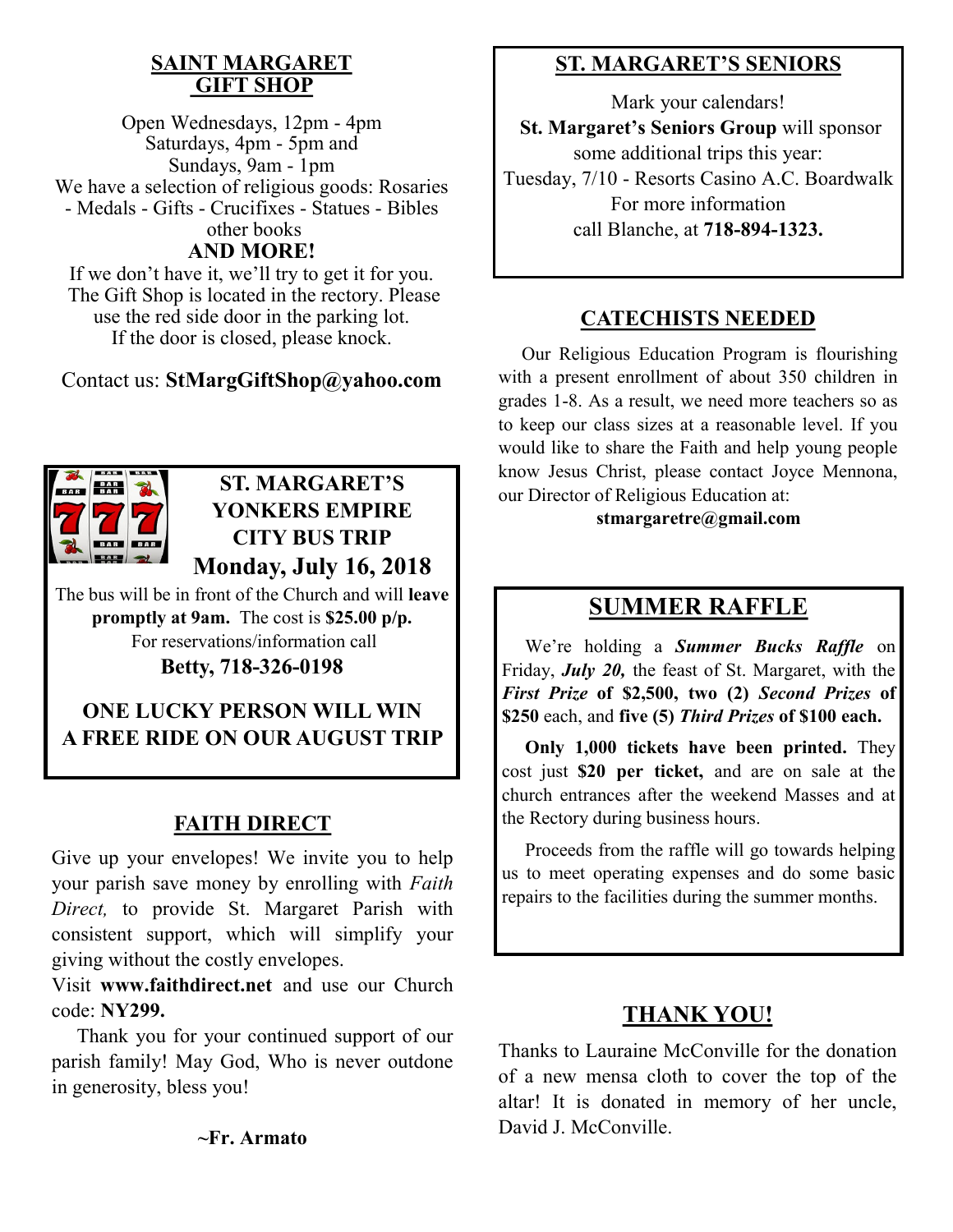## SAINT MARGARET GIFT SHOP

Open Wednesdays, 12pm - 4pm
Saturdays, 4pm - 5pm and
Sundays, 9am - 1pm
We have a selection of religious goods: Rosaries - Medals - Gifts - Crucifixes - Statues - Bibles other books

**AND MORE!**

If we don't have it, we'll try to get it for you. The Gift Shop is located in the rectory. Please use the red side door in the parking lot. If the door is closed, please knock.

Contact us: **StMargGiftShop@yahoo.com**

## ST. MARGARET'S YONKERS EMPIRE CITY BUS TRIP

**Monday, July 16, 2018**

The bus will be in front of the Church and will **leave promptly at 9am.** The cost is **$25.00 p/p.**
For reservations/information call
**Betty, 718-326-0198**

**ONE LUCKY PERSON WILL WIN A FREE RIDE ON OUR AUGUST TRIP**

## FAITH DIRECT

Give up your envelopes! We invite you to help your parish save money by enrolling with *Faith Direct,* to provide St. Margaret Parish with consistent support, which will simplify your giving without the costly envelopes.
Visit **www.faithdirect.net** and use our Church code: **NY299.**

Thank you for your continued support of our parish family! May God, Who is never outdone in generosity, bless you!

**~Fr. Armato**

## ST. MARGARET'S SENIORS

Mark your calendars!
**St. Margaret's Seniors Group** will sponsor some additional trips this year:
Tuesday, 7/10 - Resorts Casino A.C. Boardwalk
For more information
call Blanche, at **718-894-1323.**

## CATECHISTS NEEDED

Our Religious Education Program is flourishing with a present enrollment of about 350 children in grades 1-8. As a result, we need more teachers so as to keep our class sizes at a reasonable level. If you would like to share the Faith and help young people know Jesus Christ, please contact Joyce Mennona, our Director of Religious Education at:
**stmargaretre@gmail.com**

## SUMMER RAFFLE

We're holding a ***Summer Bucks Raffle*** on Friday, ***July 20,*** the feast of St. Margaret, with the ***First Prize* of $2,500, two (2) *Second Prizes* of $250** each, and **five (5) *Third Prizes* of $100 each.**

**Only 1,000 tickets have been printed.** They cost just **$20 per ticket,** and are on sale at the church entrances after the weekend Masses and at the Rectory during business hours.

Proceeds from the raffle will go towards helping us to meet operating expenses and do some basic repairs to the facilities during the summer months.

## THANK YOU!

Thanks to Lauraine McConville for the donation of a new mensa cloth to cover the top of the altar! It is donated in memory of her uncle, David J. McConville.